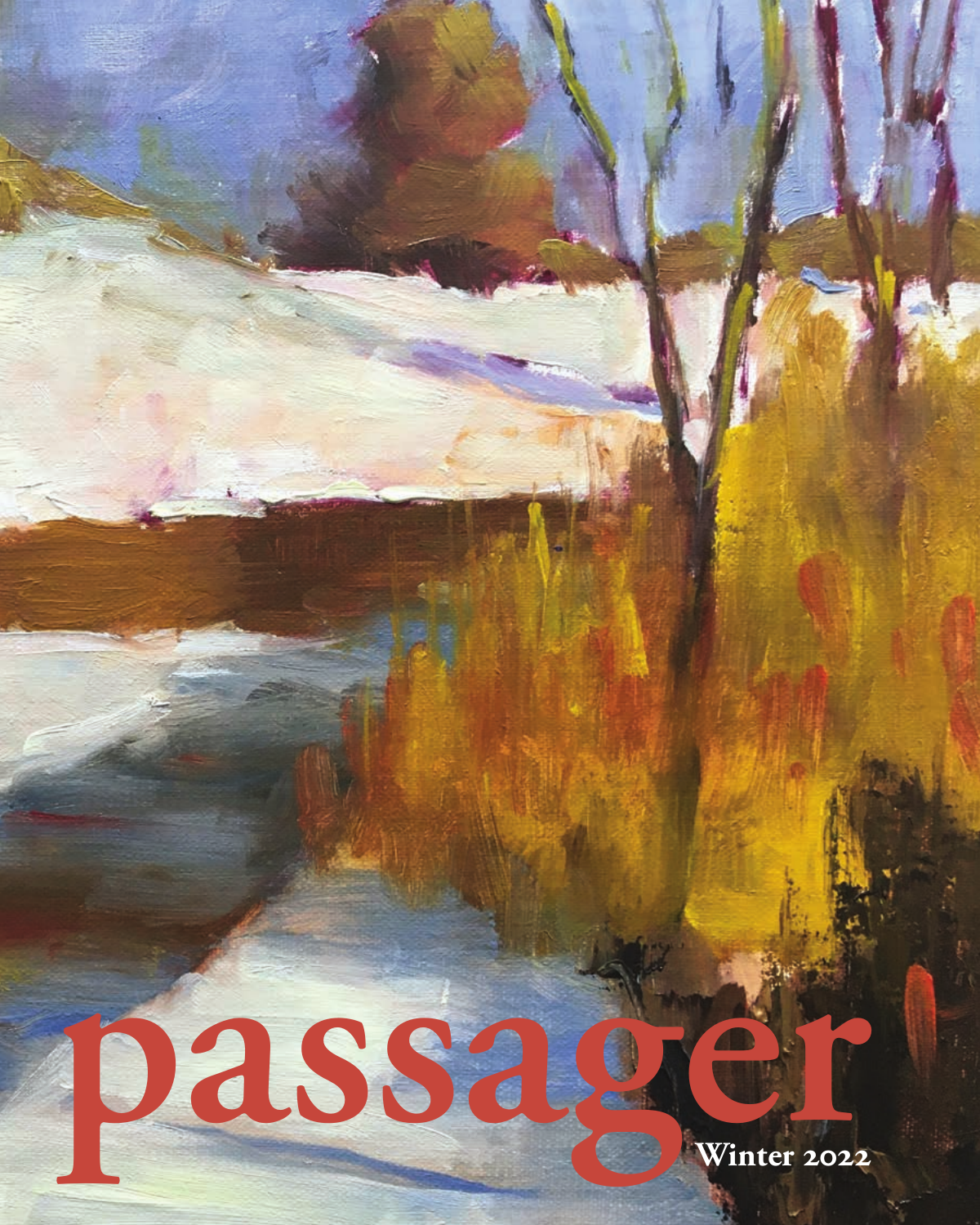# passager

Winter 2022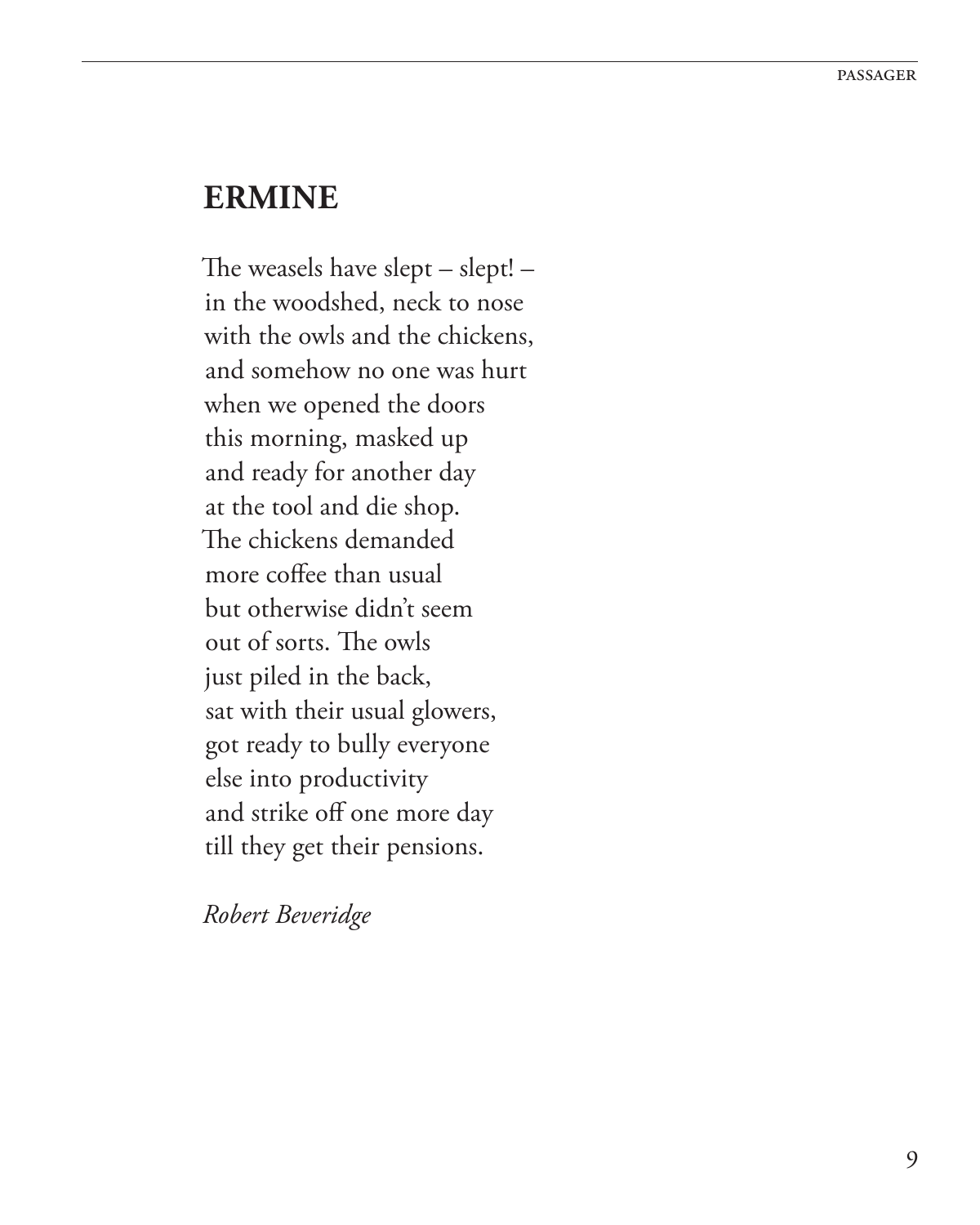## ERMINE

The weasels have slept – slept! –  
in the woodshed, neck to nose  
with the owls and the chickens,  
and somehow no one was hurt  
when we opened the doors  
this morning, masked up  
and ready for another day  
at the tool and die shop.  
The chickens demanded  
more coffee than usual  
but otherwise didn't seem  
out of sorts. The owls  
just piled in the back,  
sat with their usual glowers,  
got ready to bully everyone  
else into productivity  
and strike off one more day  
till they get their pensions.

*Robert Beveridge*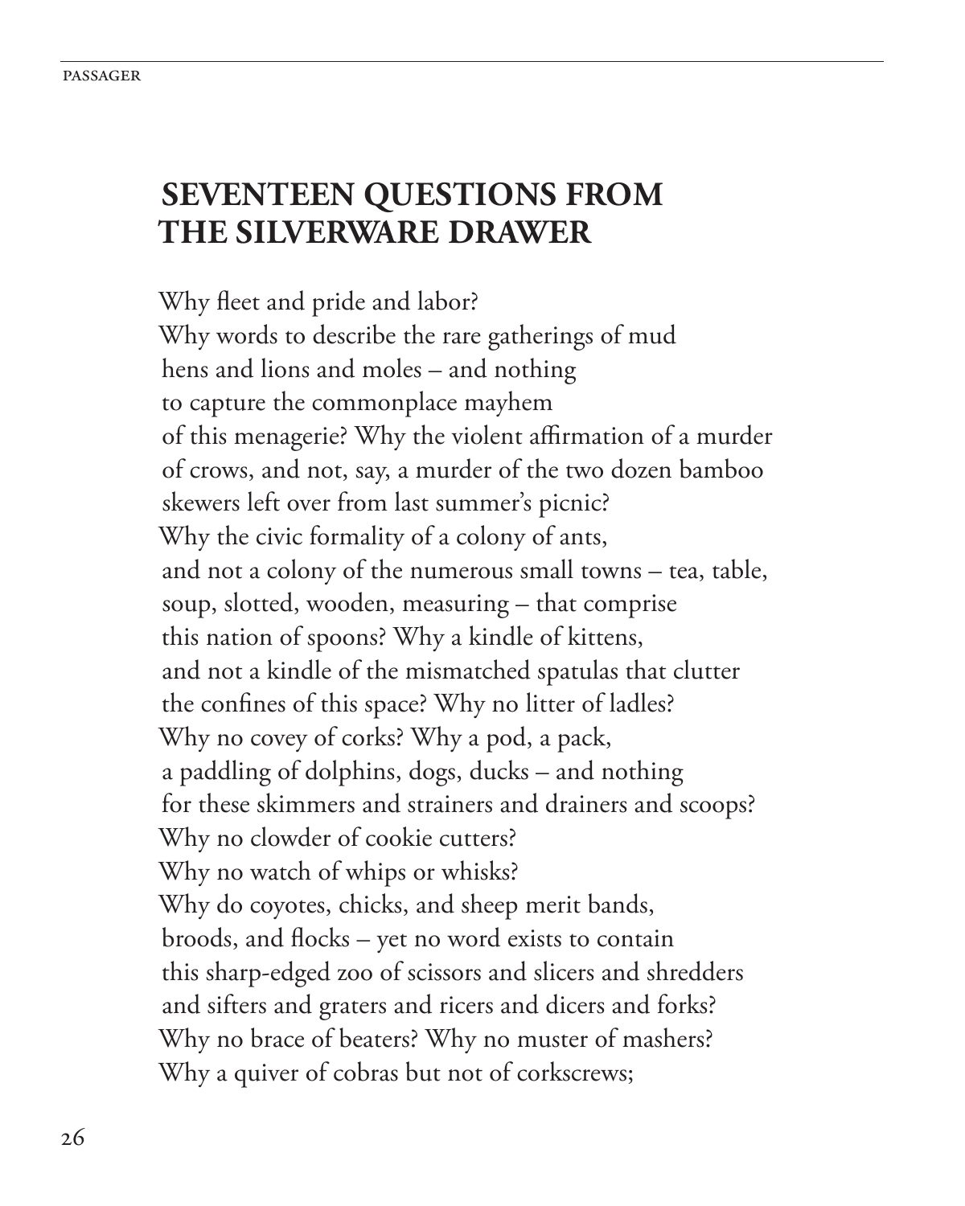## SEVENTEEN QUESTIONS FROM THE SILVERWARE DRAWER

Why fleet and pride and labor?  
Why words to describe the rare gatherings of mud  
hens and lions and moles – and nothing  
to capture the commonplace mayhem  
of this menagerie? Why the violent affirmation of a murder  
of crows, and not, say, a murder of the two dozen bamboo  
skewers left over from last summer's picnic?  
Why the civic formality of a colony of ants,  
and not a colony of the numerous small towns – tea, table,  
soup, slotted, wooden, measuring – that comprise  
this nation of spoons? Why a kindle of kittens,  
and not a kindle of the mismatched spatulas that clutter  
the confines of this space? Why no litter of ladles?  
Why no covey of corks? Why a pod, a pack,  
a paddling of dolphins, dogs, ducks – and nothing  
for these skimmers and strainers and drainers and scoops?  
Why no clowder of cookie cutters?  
Why no watch of whips or whisks?  
Why do coyotes, chicks, and sheep merit bands,  
broods, and flocks – yet no word exists to contain  
this sharp-edged zoo of scissors and slicers and shredders  
and sifters and graters and ricers and dicers and forks?  
Why no brace of beaters? Why no muster of mashers?  
Why a quiver of cobras but not of corkscrews;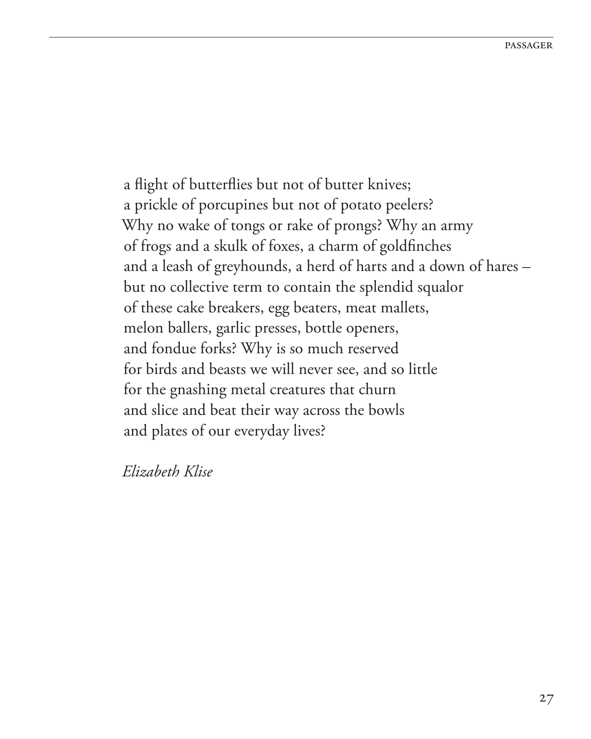a flight of butterflies but not of butter knives;  
a prickle of porcupines but not of potato peelers?  
Why no wake of tongs or rake of prongs? Why an army  
of frogs and a skulk of foxes, a charm of goldfinches  
and a leash of greyhounds, a herd of harts and a down of hares –  
but no collective term to contain the splendid squalor  
of these cake breakers, egg beaters, meat mallets,  
melon ballers, garlic presses, bottle openers,  
and fondue forks? Why is so much reserved  
for birds and beasts we will never see, and so little  
for the gnashing metal creatures that churn  
and slice and beat their way across the bowls  
and plates of our everyday lives?

*Elizabeth Klise*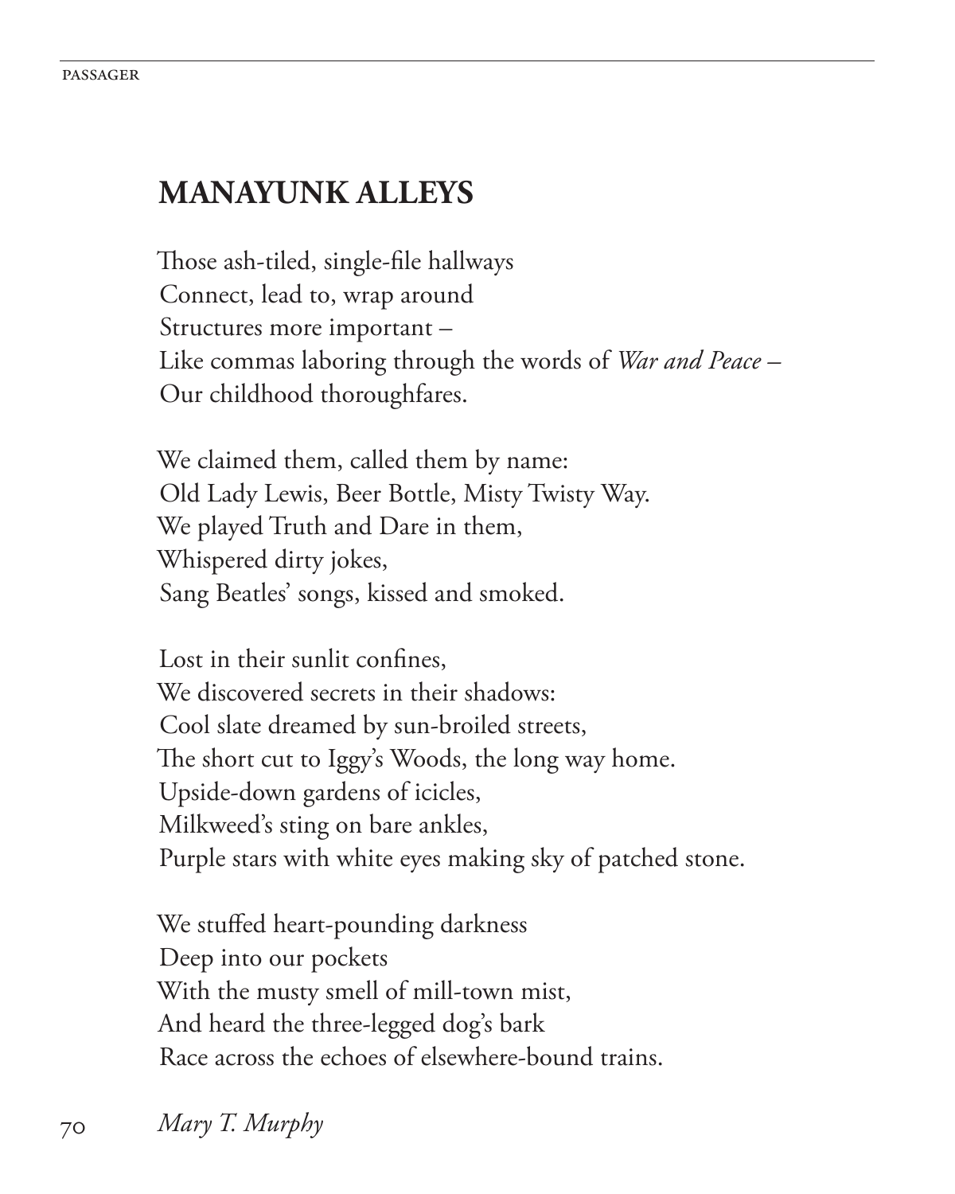# MANAYUNK ALLEYS

Those ash-tiled, single-file hallways  
Connect, lead to, wrap around  
Structures more important –  
Like commas laboring through the words of *War and Peace* –  
Our childhood thoroughfares.

We claimed them, called them by name:  
Old Lady Lewis, Beer Bottle, Misty Twisty Way.  
We played Truth and Dare in them,  
Whispered dirty jokes,  
Sang Beatles' songs, kissed and smoked.

Lost in their sunlit confines,  
We discovered secrets in their shadows:  
Cool slate dreamed by sun-broiled streets,  
The short cut to Iggy's Woods, the long way home.  
Upside-down gardens of icicles,  
Milkweed's sting on bare ankles,  
Purple stars with white eyes making sky of patched stone.

We stuffed heart-pounding darkness  
Deep into our pockets  
With the musty smell of mill-town mist,  
And heard the three-legged dog's bark  
Race across the echoes of elsewhere-bound trains.

*Mary T. Murphy*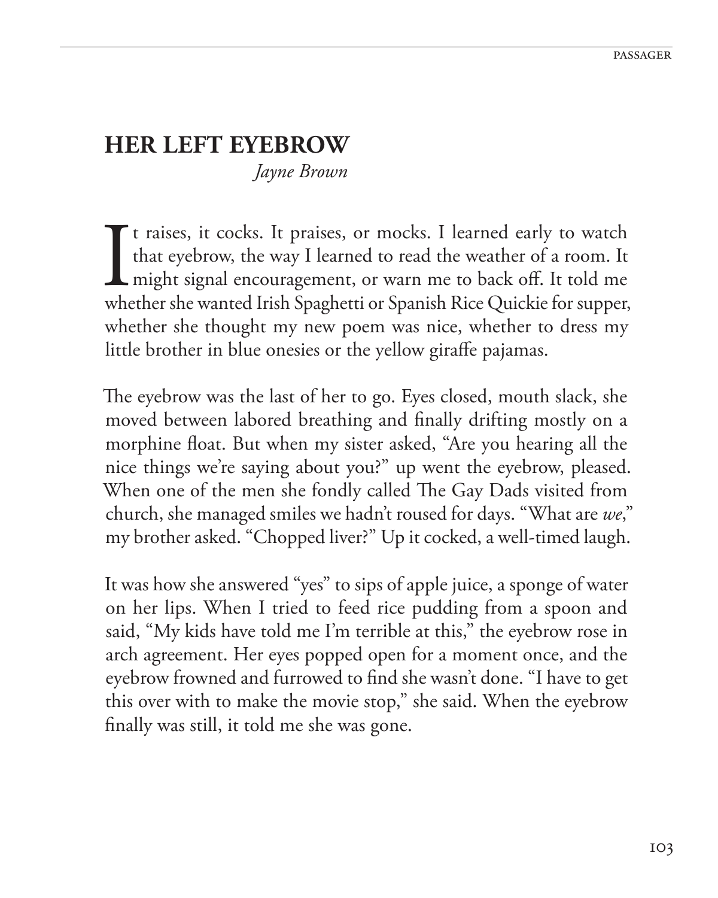# HER LEFT EYEBROW

*Jayne Brown*

It raises, it cocks. It praises, or mocks. I learned early to watch that eyebrow, the way I learned to read the weather of a room. It might signal encouragement, or warn me to back off. It told me whether she wanted Irish Spaghetti or Spanish Rice Quickie for supper, whether she thought my new poem was nice, whether to dress my little brother in blue onesies or the yellow giraffe pajamas.

The eyebrow was the last of her to go. Eyes closed, mouth slack, she moved between labored breathing and finally drifting mostly on a morphine float. But when my sister asked, "Are you hearing all the nice things we're saying about you?" up went the eyebrow, pleased. When one of the men she fondly called The Gay Dads visited from church, she managed smiles we hadn't roused for days. "What are *we*," my brother asked. "Chopped liver?" Up it cocked, a well-timed laugh.

It was how she answered "yes" to sips of apple juice, a sponge of water on her lips. When I tried to feed rice pudding from a spoon and said, "My kids have told me I'm terrible at this," the eyebrow rose in arch agreement. Her eyes popped open for a moment once, and the eyebrow frowned and furrowed to find she wasn't done. "I have to get this over with to make the movie stop," she said. When the eyebrow finally was still, it told me she was gone.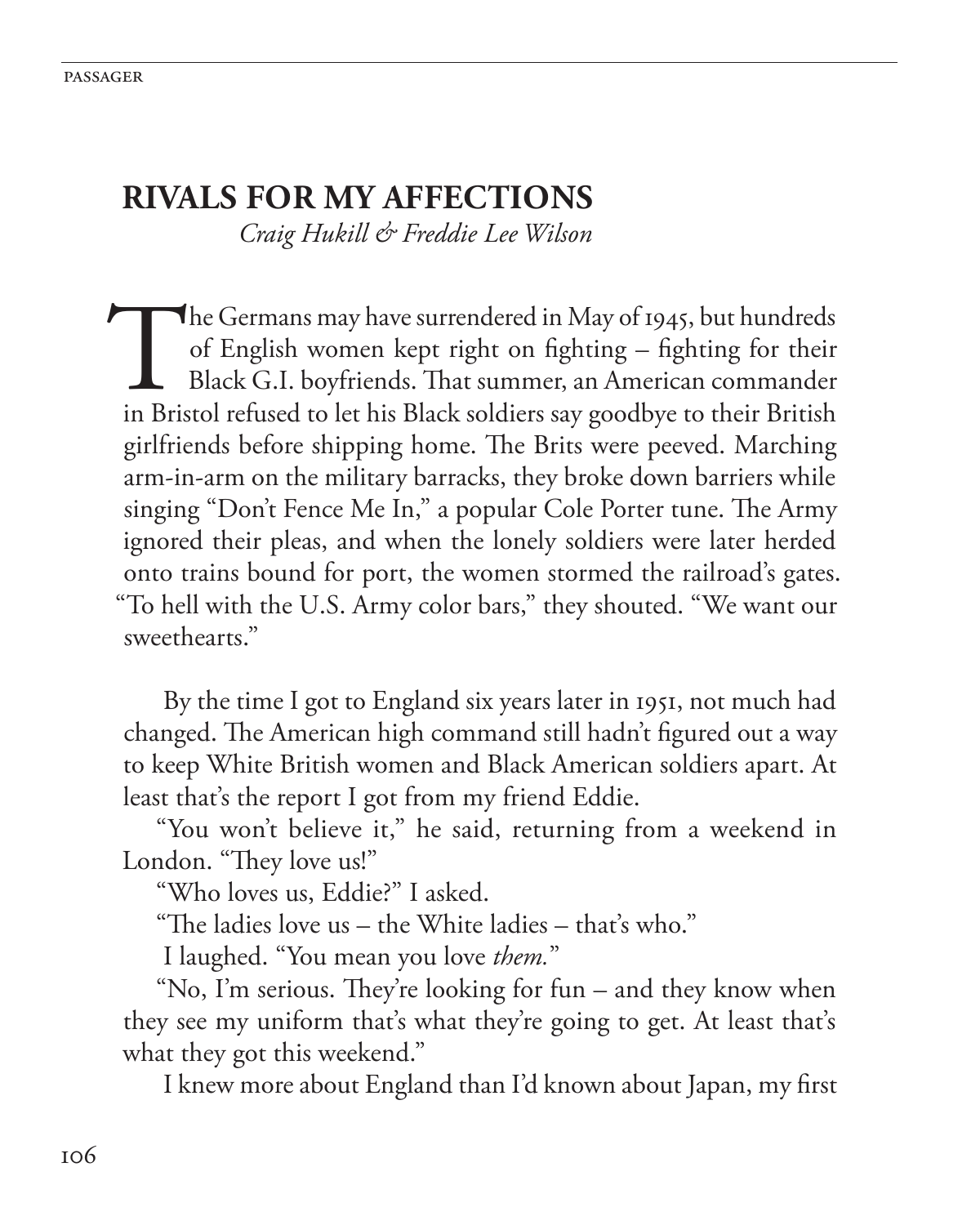# RIVALS FOR MY AFFECTIONS

*Craig Hukill & Freddie Lee Wilson*

The Germans may have surrendered in May of 1945, but hundreds of English women kept right on fighting – fighting for their Black G.I. boyfriends. That summer, an American commander in Bristol refused to let his Black soldiers say goodbye to their British girlfriends before shipping home. The Brits were peeved. Marching arm-in-arm on the military barracks, they broke down barriers while singing "Don't Fence Me In," a popular Cole Porter tune. The Army ignored their pleas, and when the lonely soldiers were later herded onto trains bound for port, the women stormed the railroad's gates. "To hell with the U.S. Army color bars," they shouted. "We want our sweethearts."

By the time I got to England six years later in 1951, not much had changed. The American high command still hadn't figured out a way to keep White British women and Black American soldiers apart. At least that's the report I got from my friend Eddie.

"You won't believe it," he said, returning from a weekend in London. "They love us!"

"Who loves us, Eddie?" I asked.

"The ladies love us – the White ladies – that's who."

I laughed. "You mean you love *them.*"

"No, I'm serious. They're looking for fun – and they know when they see my uniform that's what they're going to get. At least that's what they got this weekend."

I knew more about England than I'd known about Japan, my first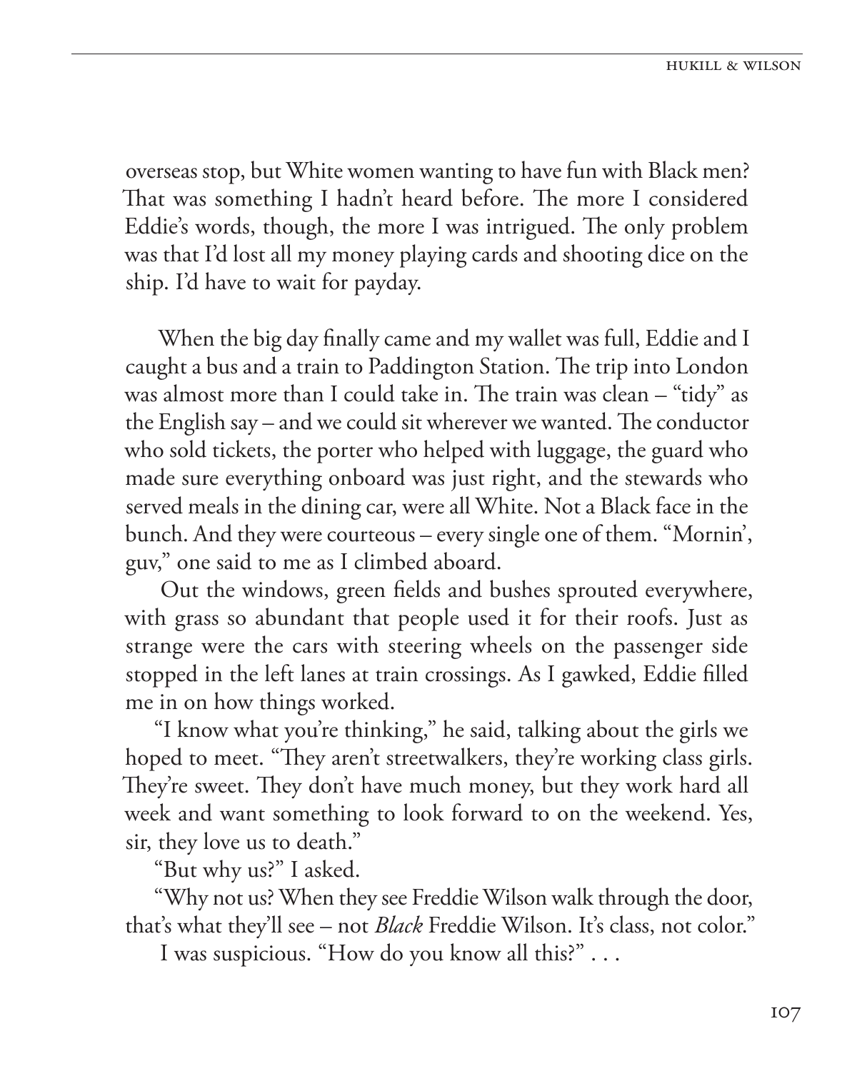overseas stop, but White women wanting to have fun with Black men? That was something I hadn't heard before. The more I considered Eddie's words, though, the more I was intrigued. The only problem was that I'd lost all my money playing cards and shooting dice on the ship. I'd have to wait for payday.

When the big day finally came and my wallet was full, Eddie and I caught a bus and a train to Paddington Station. The trip into London was almost more than I could take in. The train was clean – "tidy" as the English say – and we could sit wherever we wanted. The conductor who sold tickets, the porter who helped with luggage, the guard who made sure everything onboard was just right, and the stewards who served meals in the dining car, were all White. Not a Black face in the bunch. And they were courteous – every single one of them. "Mornin', guv," one said to me as I climbed aboard.

Out the windows, green fields and bushes sprouted everywhere, with grass so abundant that people used it for their roofs. Just as strange were the cars with steering wheels on the passenger side stopped in the left lanes at train crossings. As I gawked, Eddie filled me in on how things worked.

"I know what you're thinking," he said, talking about the girls we hoped to meet. "They aren't streetwalkers, they're working class girls. They're sweet. They don't have much money, but they work hard all week and want something to look forward to on the weekend. Yes, sir, they love us to death."

"But why us?" I asked.

"Why not us? When they see Freddie Wilson walk through the door, that's what they'll see – not *Black* Freddie Wilson. It's class, not color."

I was suspicious. "How do you know all this?" . . .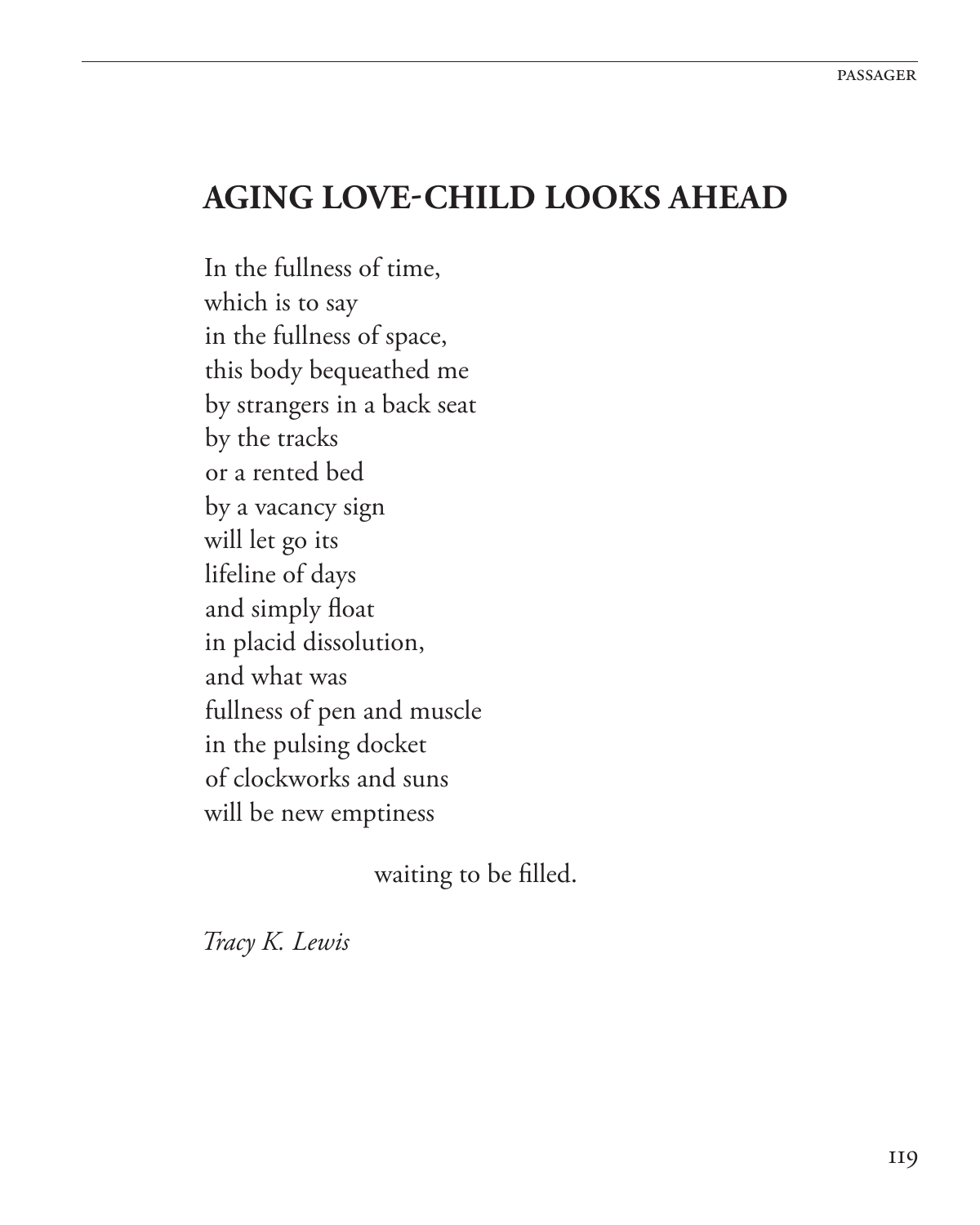## AGING LOVE-CHILD LOOKS AHEAD

In the fullness of time,
which is to say
in the fullness of space,
this body bequeathed me
by strangers in a back seat
by the tracks
or a rented bed
by a vacancy sign
will let go its
lifeline of days
and simply float
in placid dissolution,
and what was
fullness of pen and muscle
in the pulsing docket
of clockworks and suns
will be new emptiness

waiting to be filled.

*Tracy K. Lewis*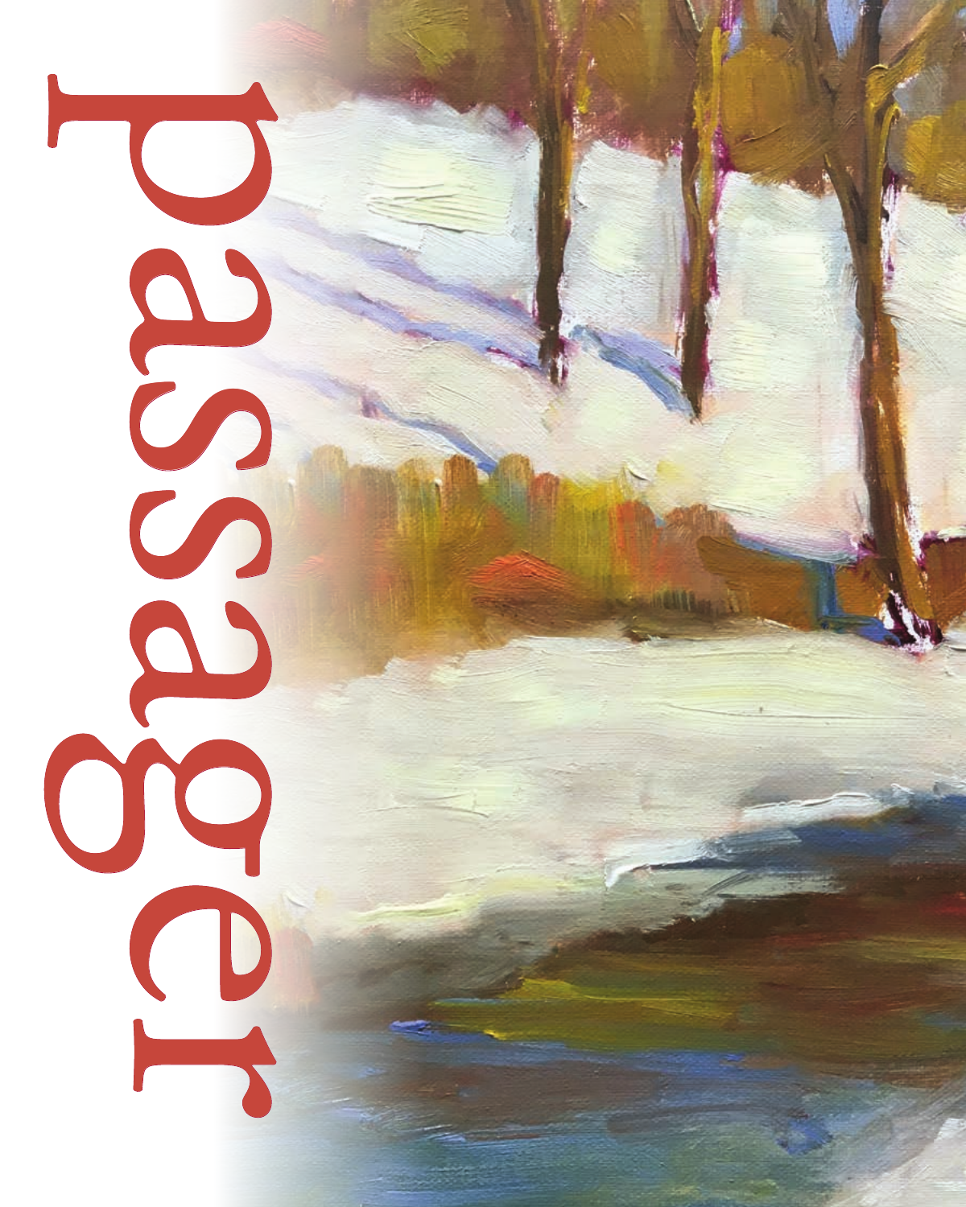passager